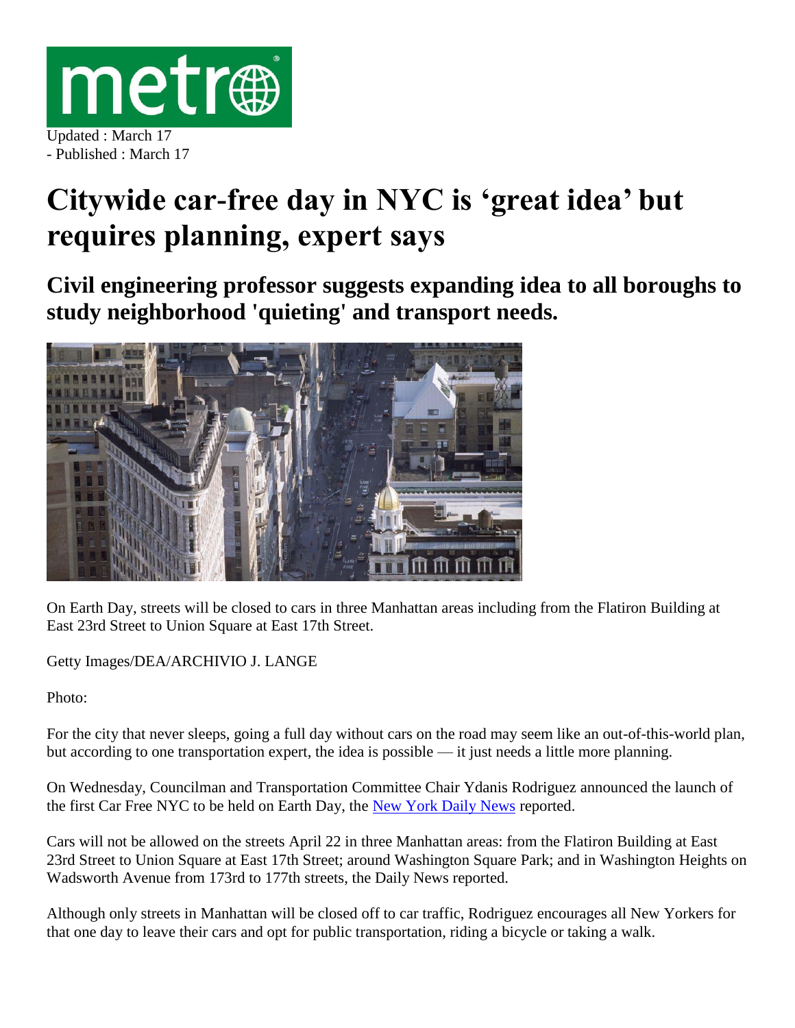Updated : March 17
- Published : March 17

# Citywide car-free day in NYC is 'great idea' but requires planning, expert says

## Civil engineering professor suggests expanding idea to all boroughs to study neighborhood 'quieting' and transport needs.

On Earth Day, streets will be closed to cars in three Manhattan areas including from the Flatiron Building at East 23rd Street to Union Square at East 17th Street.

Getty Images/DEA/ARCHIVIO J. LANGE

Photo:

For the city that never sleeps, going a full day without cars on the road may seem like an out-of-this-world plan, but according to one transportation expert, the idea is possible — it just needs a little more planning.

On Wednesday, Councilman and Transportation Committee Chair Ydanis Rodriguez announced the launch of the first Car Free NYC to be held on Earth Day, the [New York Daily News](#) reported.

Cars will not be allowed on the streets April 22 in three Manhattan areas: from the Flatiron Building at East 23rd Street to Union Square at East 17th Street; around Washington Square Park; and in Washington Heights on Wadsworth Avenue from 173rd to 177th streets, the Daily News reported.

Although only streets in Manhattan will be closed off to car traffic, Rodriguez encourages all New Yorkers for that one day to leave their cars and opt for public transportation, riding a bicycle or taking a walk.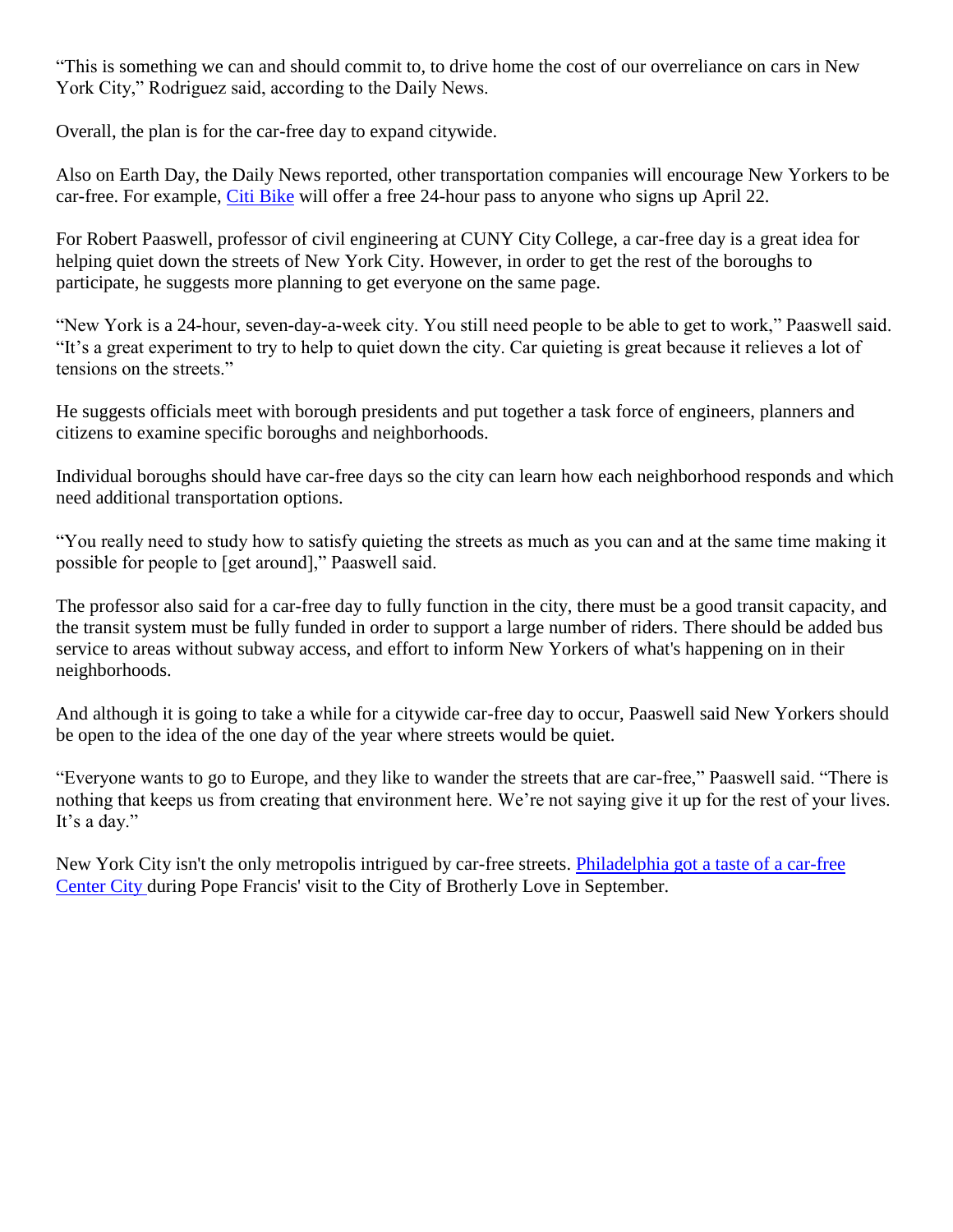"This is something we can and should commit to, to drive home the cost of our overreliance on cars in New York City," Rodriguez said, according to the Daily News.

Overall, the plan is for the car-free day to expand citywide.

Also on Earth Day, the Daily News reported, other transportation companies will encourage New Yorkers to be car-free. For example, Citi Bike will offer a free 24-hour pass to anyone who signs up April 22.

For Robert Paaswell, professor of civil engineering at CUNY City College, a car-free day is a great idea for helping quiet down the streets of New York City. However, in order to get the rest of the boroughs to participate, he suggests more planning to get everyone on the same page.

"New York is a 24-hour, seven-day-a-week city. You still need people to be able to get to work," Paaswell said. "It's a great experiment to try to help to quiet down the city. Car quieting is great because it relieves a lot of tensions on the streets."

He suggests officials meet with borough presidents and put together a task force of engineers, planners and citizens to examine specific boroughs and neighborhoods.

Individual boroughs should have car-free days so the city can learn how each neighborhood responds and which need additional transportation options.

"You really need to study how to satisfy quieting the streets as much as you can and at the same time making it possible for people to [get around]," Paaswell said.

The professor also said for a car-free day to fully function in the city, there must be a good transit capacity, and the transit system must be fully funded in order to support a large number of riders. There should be added bus service to areas without subway access, and effort to inform New Yorkers of what's happening on in their neighborhoods.

And although it is going to take a while for a citywide car-free day to occur, Paaswell said New Yorkers should be open to the idea of the one day of the year where streets would be quiet.

"Everyone wants to go to Europe, and they like to wander the streets that are car-free," Paaswell said. "There is nothing that keeps us from creating that environment here. We're not saying give it up for the rest of your lives. It's a day."

New York City isn't the only metropolis intrigued by car-free streets. Philadelphia got a taste of a car-free Center City during Pope Francis' visit to the City of Brotherly Love in September.